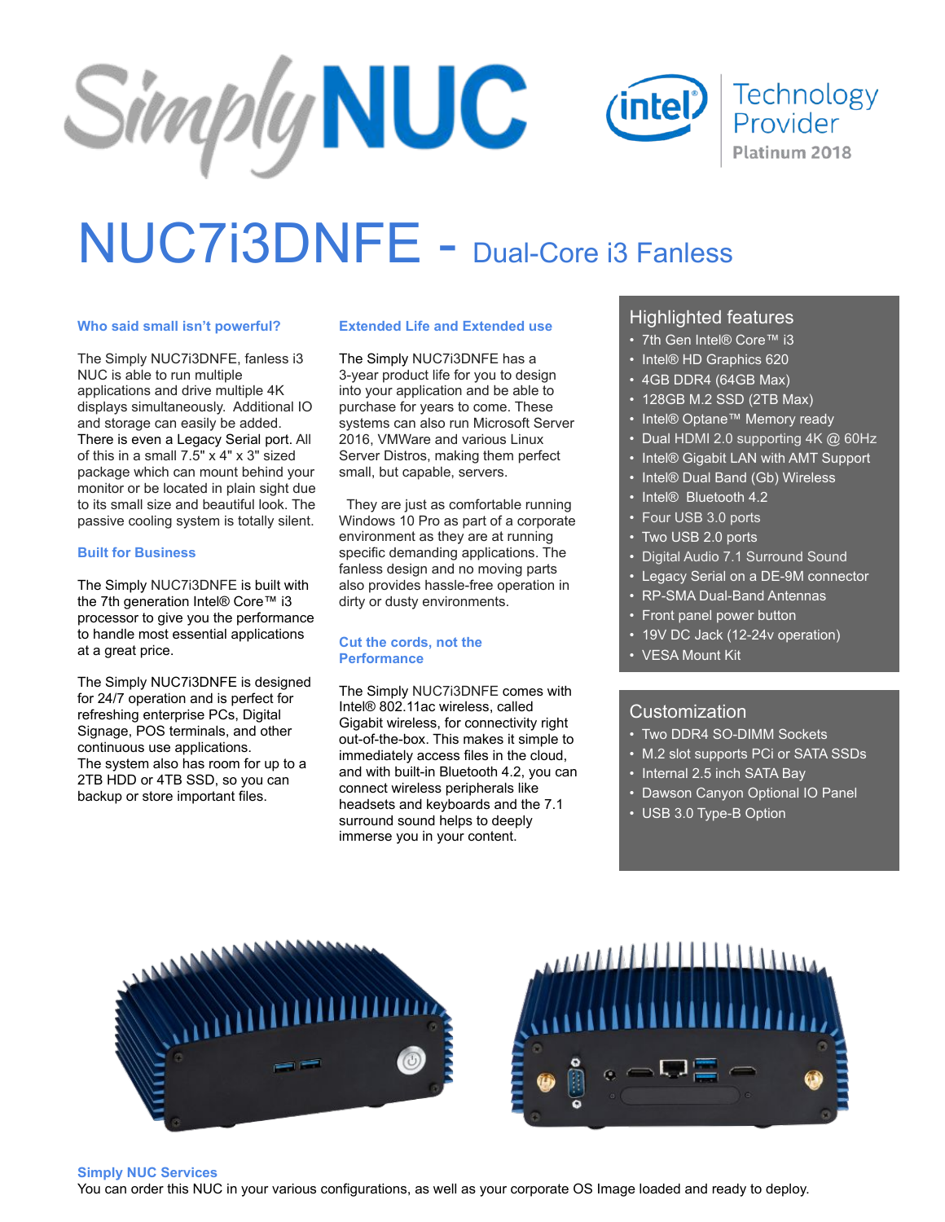# NUC7i3DNFE - Dual-Core i3 Fanless

### Who said small isn't powerful?

The Simply NUC7i3DNFE, fanless i3 NUC is able to run multiple applications and drive multiple 4K displays simultaneously. Additional IO and storage can easily be added. There is even a Legacy Serial port. All of this in a small 7.5" x 4" x 3" sized package which can mount behind your monitor or be located in plain sight due to its small size and beautiful look. The passive cooling system is totally silent.

### Built for Business

The Simply NUC7i3DNFE is built with the 7th generation Intel® Core™ i3 processor to give you the performance to handle most essential applications at a great price.

The Simply NUC7i3DNFE is designed for 24/7 operation and is perfect for refreshing enterprise PCs, Digital Signage, POS terminals, and other continuous use applications. The system also has room for up to a 2TB HDD or 4TB SSD, so you can backup or store important files.

### Extended Life and Extended use

The Simply NUC7i3DNFE has a 3-year product life for you to design into your application and be able to purchase for years to come. These systems can also run Microsoft Server 2016, VMWare and various Linux Server Distros, making them perfect small, but capable, servers.

They are just as comfortable running Windows 10 Pro as part of a corporate environment as they are at running specific demanding applications. The fanless design and no moving parts also provides hassle-free operation in dirty or dusty environments.

### Cut the cords, not the Performance

The Simply NUC7i3DNFE comes with Intel® 802.11ac wireless, called Gigabit wireless, for connectivity right out-of-the-box. This makes it simple to immediately access files in the cloud, and with built-in Bluetooth 4.2, you can connect wireless peripherals like headsets and keyboards and the 7.1 surround sound helps to deeply immerse you in your content.

## Highlighted features

- 7th Gen Intel® Core™ i3
- Intel® HD Graphics 620
- 4GB DDR4 (64GB Max)
- 128GB M.2 SSD (2TB Max)
- Intel® Optane™ Memory ready
- Dual HDMI 2.0 supporting 4K @ 60Hz
- Intel® Gigabit LAN with AMT Support
- Intel® Dual Band (Gb) Wireless
- Intel® Bluetooth 4.2
- Four USB 3.0 ports
- Two USB 2.0 ports
- Digital Audio 7.1 Surround Sound
- Legacy Serial on a DE-9M connector
- RP-SMA Dual-Band Antennas
- Front panel power button
- 19V DC Jack (12-24v operation)
- VESA Mount Kit

## Customization

- Two DDR4 SO-DIMM Sockets
- M.2 slot supports PCi or SATA SSDs
- Internal 2.5 inch SATA Bay
- Dawson Canyon Optional IO Panel
- USB 3.0 Type-B Option

### Simply NUC Services

You can order this NUC in your various configurations, as well as your corporate OS Image loaded and ready to deploy.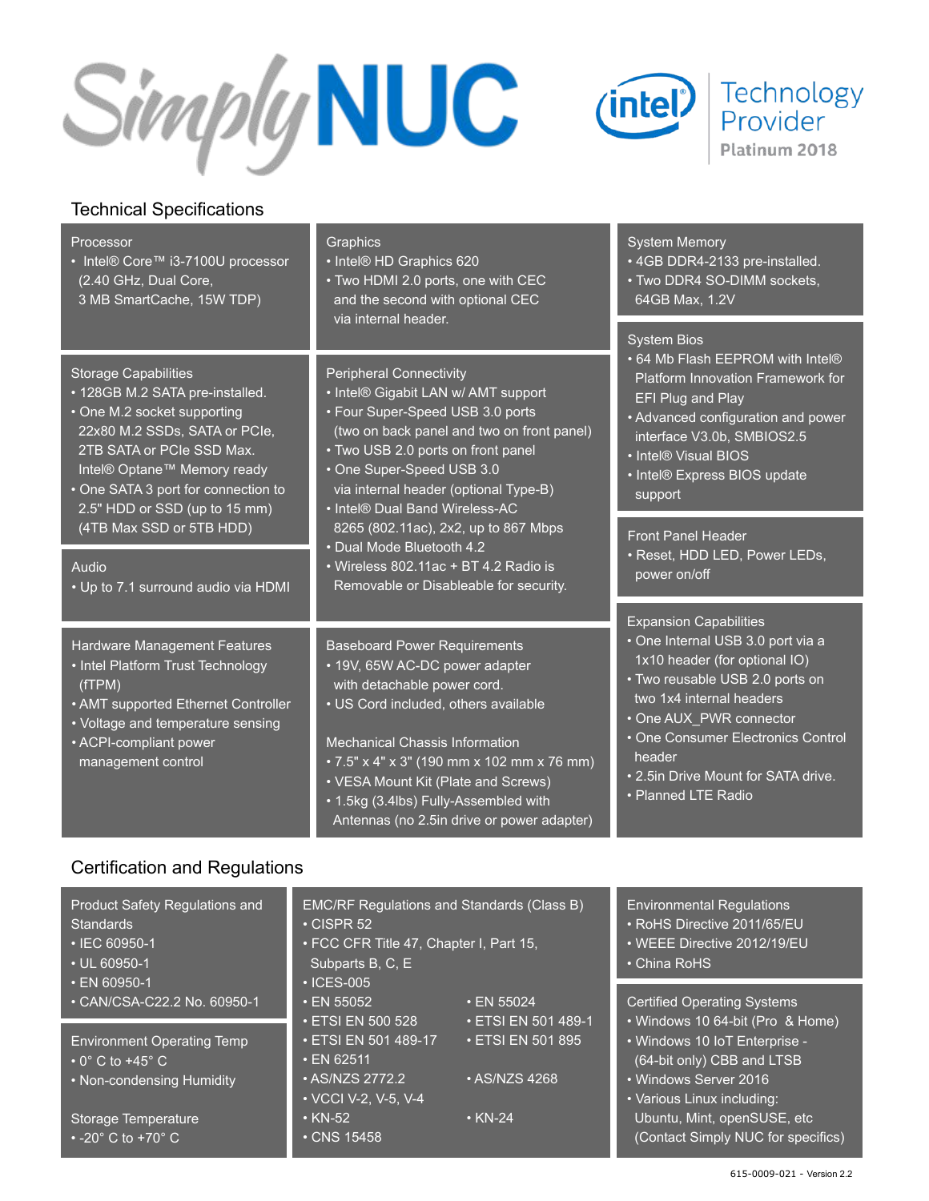# SimplyNUC

Intel Technology Provider
Platinum 2018

## Technical Specifications

### Processor
- Intel® Core™ i3-7100U processor (2.40 GHz, Dual Core, 3 MB SmartCache, 15W TDP)

### Graphics
- Intel® HD Graphics 620
- Two HDMI 2.0 ports, one with CEC and the second with optional CEC via internal header.

### System Memory
- 4GB DDR4-2133 pre-installed.
- Two DDR4 SO-DIMM sockets, 64GB Max, 1.2V

### System Bios
- 64 Mb Flash EEPROM with Intel® Platform Innovation Framework for EFI Plug and Play
- Advanced configuration and power interface V3.0b, SMBIOS2.5
- Intel® Visual BIOS
- Intel® Express BIOS update support

### Storage Capabilities
- 128GB M.2 SATA pre-installed.
- One M.2 socket supporting 22x80 M.2 SSDs, SATA or PCIe, 2TB SATA or PCIe SSD Max. Intel® Optane™ Memory ready
- One SATA 3 port for connection to 2.5" HDD or SSD (up to 15 mm) (4TB Max SSD or 5TB HDD)

### Peripheral Connectivity
- Intel® Gigabit LAN w/ AMT support
- Four Super-Speed USB 3.0 ports (two on back panel and two on front panel)
- Two USB 2.0 ports on front panel
- One Super-Speed USB 3.0 via internal header (optional Type-B)
- Intel® Dual Band Wireless-AC 8265 (802.11ac), 2x2, up to 867 Mbps
- Dual Mode Bluetooth 4.2
- Wireless 802.11ac + BT 4.2 Radio is Removable or Disableable for security.

### Front Panel Header
- Reset, HDD LED, Power LEDs, power on/off

### Audio
- Up to 7.1 surround audio via HDMI

### Hardware Management Features
- Intel Platform Trust Technology (fTPM)
- AMT supported Ethernet Controller
- Voltage and temperature sensing
- ACPI-compliant power management control

### Baseboard Power Requirements
- 19V, 65W AC-DC power adapter with detachable power cord.
- US Cord included, others available

### Mechanical Chassis Information
- 7.5" x 4" x 3" (190 mm x 102 mm x 76 mm)
- VESA Mount Kit (Plate and Screws)
- 1.5kg (3.4lbs) Fully-Assembled with Antennas (no 2.5in drive or power adapter)

### Expansion Capabilities
- One Internal USB 3.0 port via a 1x10 header (for optional IO)
- Two reusable USB 2.0 ports on two 1x4 internal headers
- One AUX_PWR connector
- One Consumer Electronics Control header
- 2.5in Drive Mount for SATA drive.
- Planned LTE Radio

## Certification and Regulations

### Product Safety Regulations and Standards
- IEC 60950-1
- UL 60950-1
- EN 60950-1
- CAN/CSA-C22.2 No. 60950-1

### Environment Operating Temp
- 0° C to +45° C
- Non-condensing Humidity

### Storage Temperature
- -20° C to +70° C

### EMC/RF Regulations and Standards (Class B)
- CISPR 52
- FCC CFR Title 47, Chapter I, Part 15, Subparts B, C, E
- ICES-005
- EN 55052
- EN 55024
- ETSI EN 500 528
- ETSI EN 501 489-1
- ETSI EN 501 489-17
- ETSI EN 501 895
- EN 62511
- AS/NZS 2772.2
- AS/NZS 4268
- VCCI V-2, V-5, V-4
- KN-52
- KN-24
- CNS 15458

### Environmental Regulations
- RoHS Directive 2011/65/EU
- WEEE Directive 2012/19/EU
- China RoHS

### Certified Operating Systems
- Windows 10 64-bit (Pro & Home)
- Windows 10 IoT Enterprise - (64-bit only) CBB and LTSB
- Windows Server 2016
- Various Linux including: Ubuntu, Mint, openSUSE, etc (Contact Simply NUC for specifics)

615-0009-021 - Version 2.2